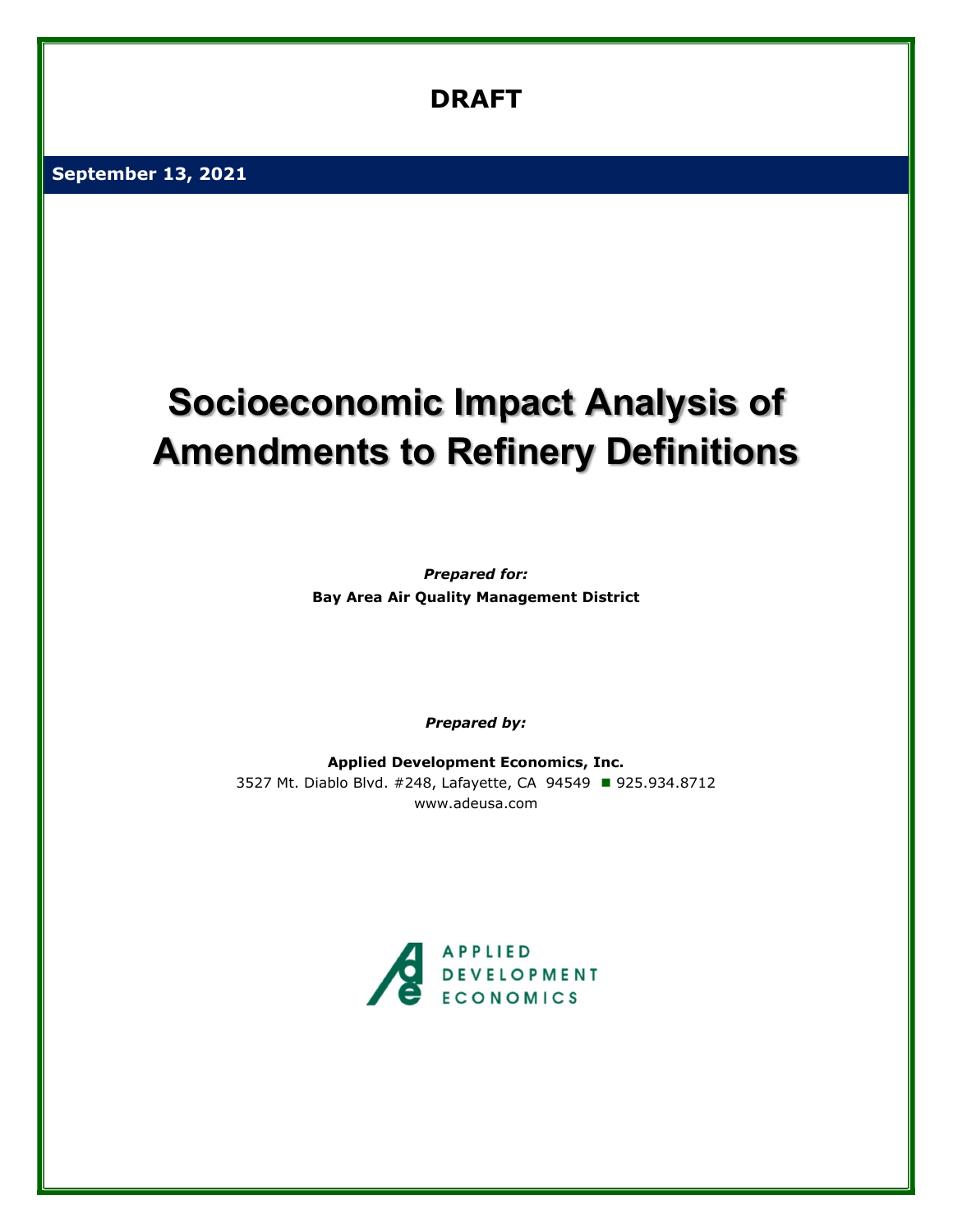**DRAFT**

**September 13, 2021**

# Socioeconomic Impact Analysis of Amendments to Refinery Definitions

***Prepared for:***

**Bay Area Air Quality Management District**

***Prepared by:***

**Applied Development Economics, Inc.**

3527 Mt. Diablo Blvd. #248, Lafayette, CA 94549 ■ 925.934.8712

www.adeusa.com

APPLIED DEVELOPMENT ECONOMICS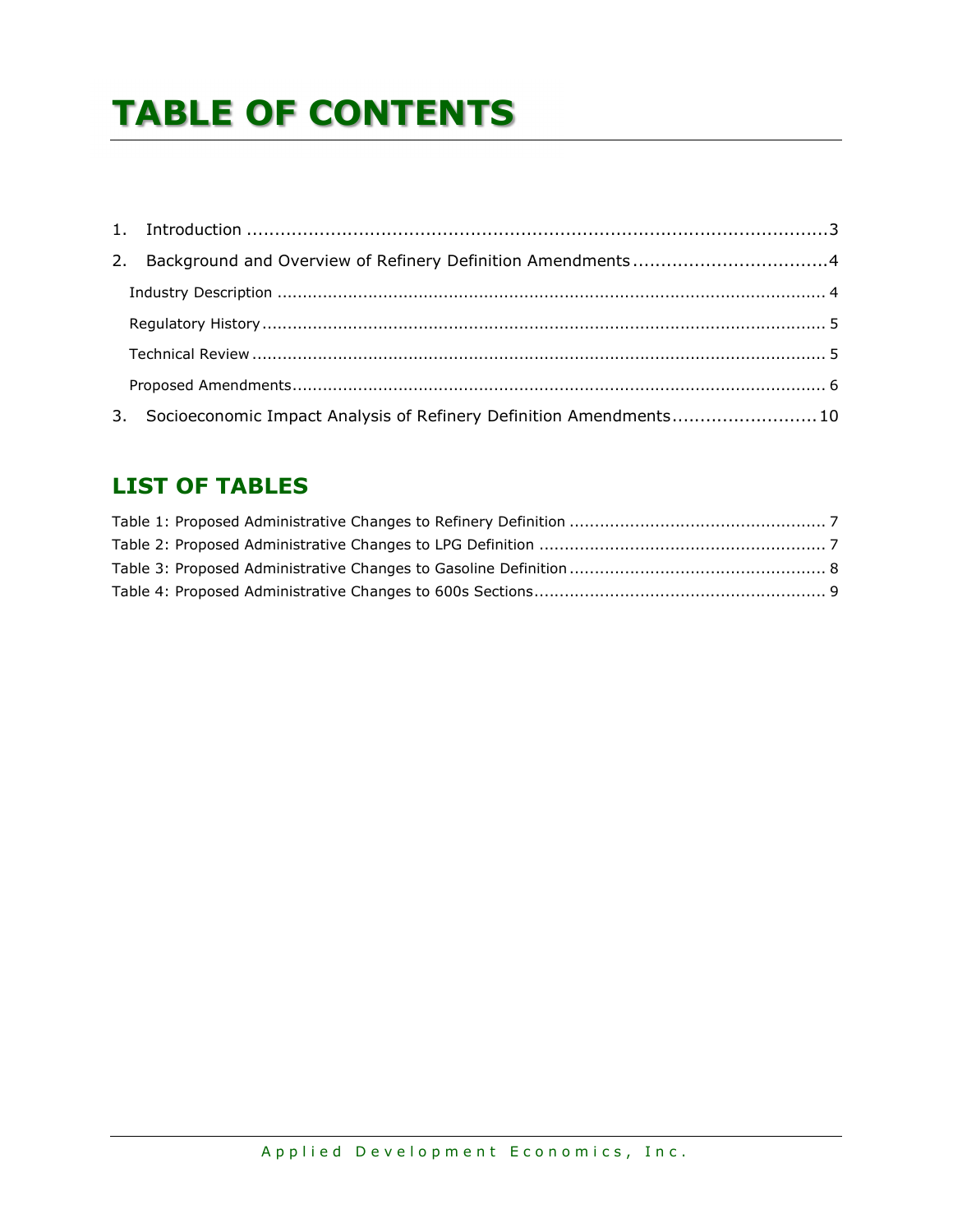# TABLE OF CONTENTS

1. Introduction ........................................................................................................3
2. Background and Overview of Refinery Definition Amendments ...................................4
   - Industry Description ........................................................................................................... 4
   - Regulatory History .............................................................................................................. 5
   - Technical Review ................................................................................................................ 5
   - Proposed Amendments........................................................................................................ 6
3. Socioeconomic Impact Analysis of Refinery Definition Amendments..........................10

## LIST OF TABLES

Table 1: Proposed Administrative Changes to Refinery Definition .................................................. 7
Table 2: Proposed Administrative Changes to LPG Definition ........................................................ 7
Table 3: Proposed Administrative Changes to Gasoline Definition .................................................. 8
Table 4: Proposed Administrative Changes to 600s Sections......................................................... 9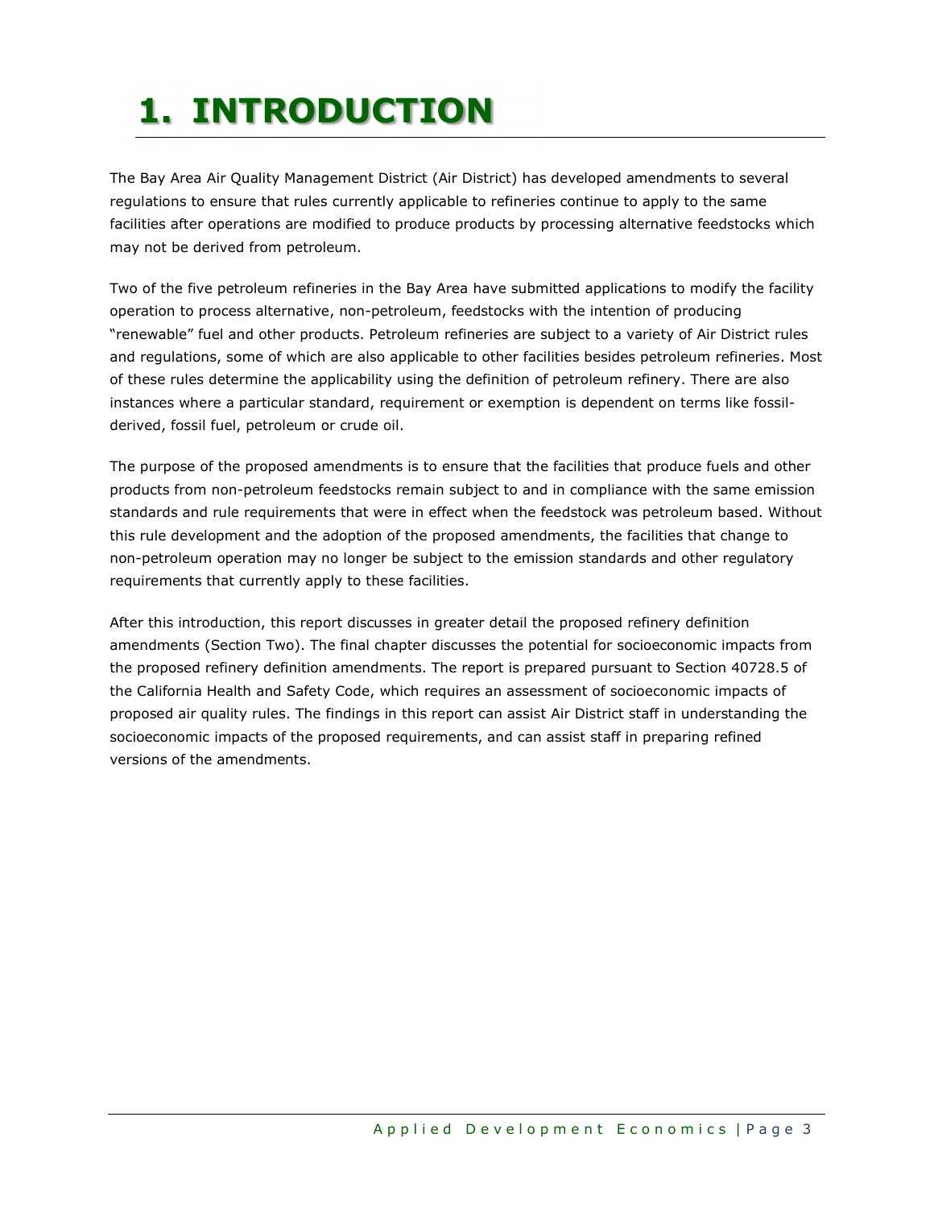# 1. INTRODUCTION

The Bay Area Air Quality Management District (Air District) has developed amendments to several regulations to ensure that rules currently applicable to refineries continue to apply to the same facilities after operations are modified to produce products by processing alternative feedstocks which may not be derived from petroleum.

Two of the five petroleum refineries in the Bay Area have submitted applications to modify the facility operation to process alternative, non-petroleum, feedstocks with the intention of producing "renewable" fuel and other products. Petroleum refineries are subject to a variety of Air District rules and regulations, some of which are also applicable to other facilities besides petroleum refineries. Most of these rules determine the applicability using the definition of petroleum refinery. There are also instances where a particular standard, requirement or exemption is dependent on terms like fossil-derived, fossil fuel, petroleum or crude oil.

The purpose of the proposed amendments is to ensure that the facilities that produce fuels and other products from non-petroleum feedstocks remain subject to and in compliance with the same emission standards and rule requirements that were in effect when the feedstock was petroleum based. Without this rule development and the adoption of the proposed amendments, the facilities that change to non-petroleum operation may no longer be subject to the emission standards and other regulatory requirements that currently apply to these facilities.

After this introduction, this report discusses in greater detail the proposed refinery definition amendments (Section Two). The final chapter discusses the potential for socioeconomic impacts from the proposed refinery definition amendments. The report is prepared pursuant to Section 40728.5 of the California Health and Safety Code, which requires an assessment of socioeconomic impacts of proposed air quality rules. The findings in this report can assist Air District staff in understanding the socioeconomic impacts of the proposed requirements, and can assist staff in preparing refined versions of the amendments.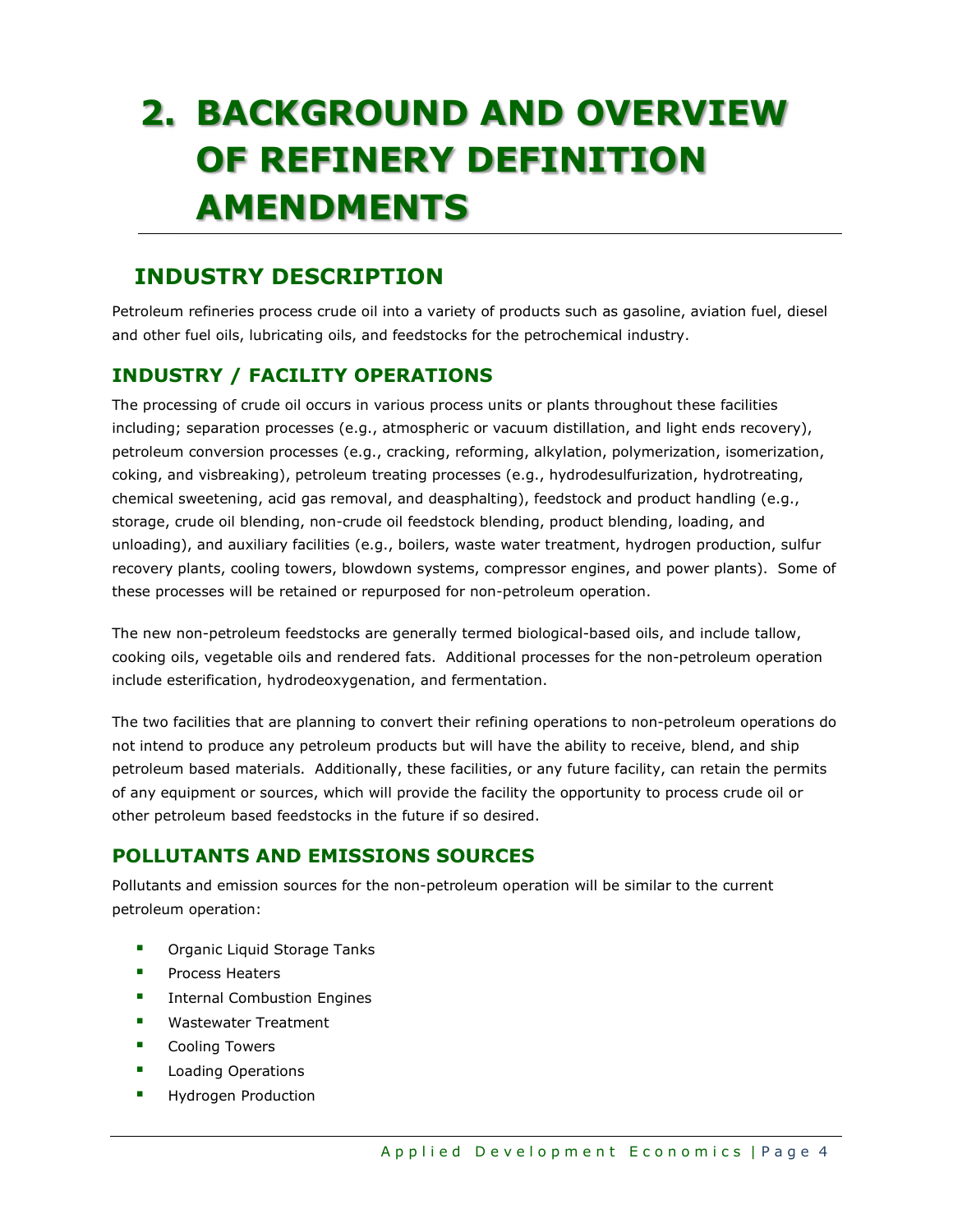# 2. BACKGROUND AND OVERVIEW OF REFINERY DEFINITION AMENDMENTS

## INDUSTRY DESCRIPTION

Petroleum refineries process crude oil into a variety of products such as gasoline, aviation fuel, diesel and other fuel oils, lubricating oils, and feedstocks for the petrochemical industry.

### INDUSTRY / FACILITY OPERATIONS

The processing of crude oil occurs in various process units or plants throughout these facilities including; separation processes (e.g., atmospheric or vacuum distillation, and light ends recovery), petroleum conversion processes (e.g., cracking, reforming, alkylation, polymerization, isomerization, coking, and visbreaking), petroleum treating processes (e.g., hydrodesulfurization, hydrotreating, chemical sweetening, acid gas removal, and deasphalting), feedstock and product handling (e.g., storage, crude oil blending, non-crude oil feedstock blending, product blending, loading, and unloading), and auxiliary facilities (e.g., boilers, waste water treatment, hydrogen production, sulfur recovery plants, cooling towers, blowdown systems, compressor engines, and power plants). Some of these processes will be retained or repurposed for non-petroleum operation.

The new non-petroleum feedstocks are generally termed biological-based oils, and include tallow, cooking oils, vegetable oils and rendered fats. Additional processes for the non-petroleum operation include esterification, hydrodeoxygenation, and fermentation.

The two facilities that are planning to convert their refining operations to non-petroleum operations do not intend to produce any petroleum products but will have the ability to receive, blend, and ship petroleum based materials. Additionally, these facilities, or any future facility, can retain the permits of any equipment or sources, which will provide the facility the opportunity to process crude oil or other petroleum based feedstocks in the future if so desired.

### POLLUTANTS AND EMISSIONS SOURCES

Pollutants and emission sources for the non-petroleum operation will be similar to the current petroleum operation:

- Organic Liquid Storage Tanks
- Process Heaters
- Internal Combustion Engines
- Wastewater Treatment
- Cooling Towers
- Loading Operations
- Hydrogen Production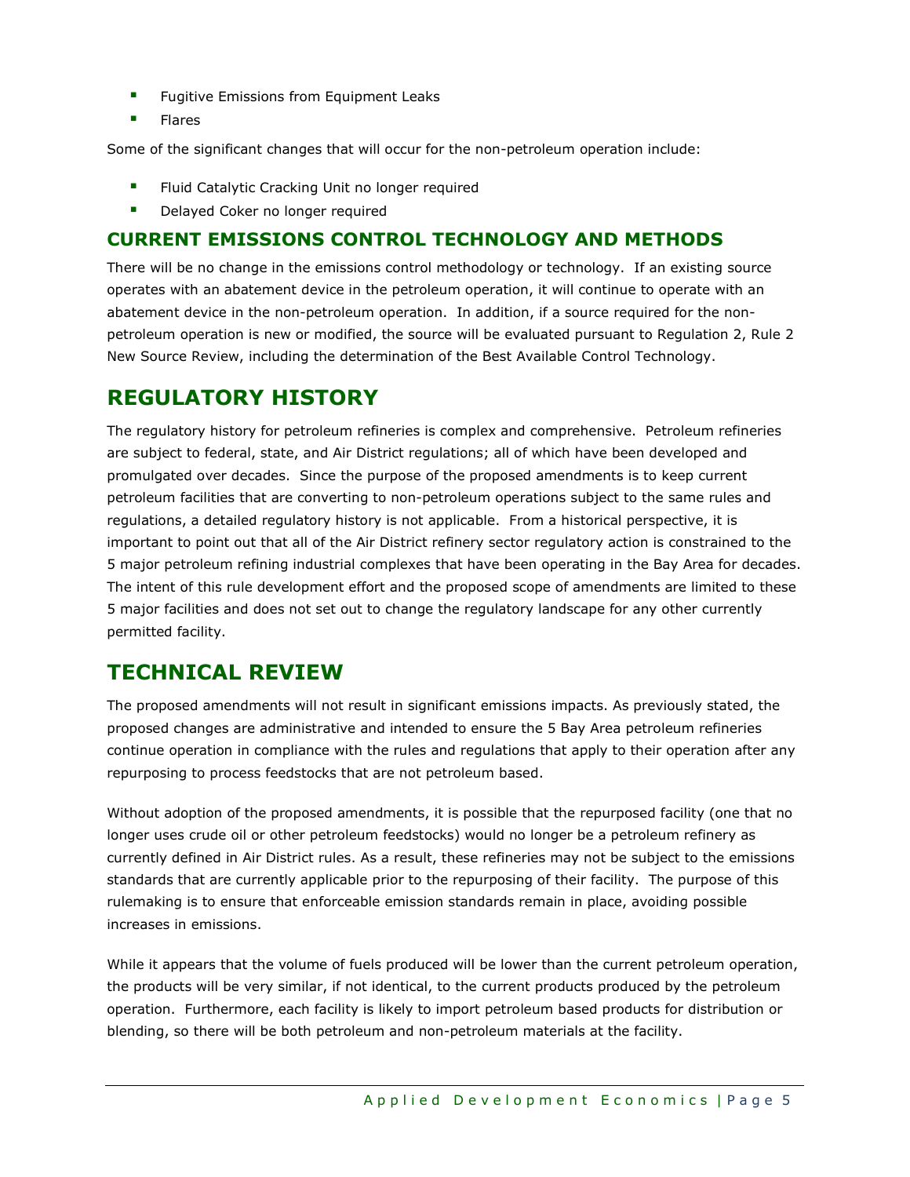- Fugitive Emissions from Equipment Leaks
- Flares

Some of the significant changes that will occur for the non-petroleum operation include:

- Fluid Catalytic Cracking Unit no longer required
- Delayed Coker no longer required

### CURRENT EMISSIONS CONTROL TECHNOLOGY AND METHODS

There will be no change in the emissions control methodology or technology. If an existing source operates with an abatement device in the petroleum operation, it will continue to operate with an abatement device in the non-petroleum operation. In addition, if a source required for the non-petroleum operation is new or modified, the source will be evaluated pursuant to Regulation 2, Rule 2 New Source Review, including the determination of the Best Available Control Technology.

## REGULATORY HISTORY

The regulatory history for petroleum refineries is complex and comprehensive. Petroleum refineries are subject to federal, state, and Air District regulations; all of which have been developed and promulgated over decades. Since the purpose of the proposed amendments is to keep current petroleum facilities that are converting to non-petroleum operations subject to the same rules and regulations, a detailed regulatory history is not applicable. From a historical perspective, it is important to point out that all of the Air District refinery sector regulatory action is constrained to the 5 major petroleum refining industrial complexes that have been operating in the Bay Area for decades. The intent of this rule development effort and the proposed scope of amendments are limited to these 5 major facilities and does not set out to change the regulatory landscape for any other currently permitted facility.

## TECHNICAL REVIEW

The proposed amendments will not result in significant emissions impacts. As previously stated, the proposed changes are administrative and intended to ensure the 5 Bay Area petroleum refineries continue operation in compliance with the rules and regulations that apply to their operation after any repurposing to process feedstocks that are not petroleum based.

Without adoption of the proposed amendments, it is possible that the repurposed facility (one that no longer uses crude oil or other petroleum feedstocks) would no longer be a petroleum refinery as currently defined in Air District rules. As a result, these refineries may not be subject to the emissions standards that are currently applicable prior to the repurposing of their facility. The purpose of this rulemaking is to ensure that enforceable emission standards remain in place, avoiding possible increases in emissions.

While it appears that the volume of fuels produced will be lower than the current petroleum operation, the products will be very similar, if not identical, to the current products produced by the petroleum operation. Furthermore, each facility is likely to import petroleum based products for distribution or blending, so there will be both petroleum and non-petroleum materials at the facility.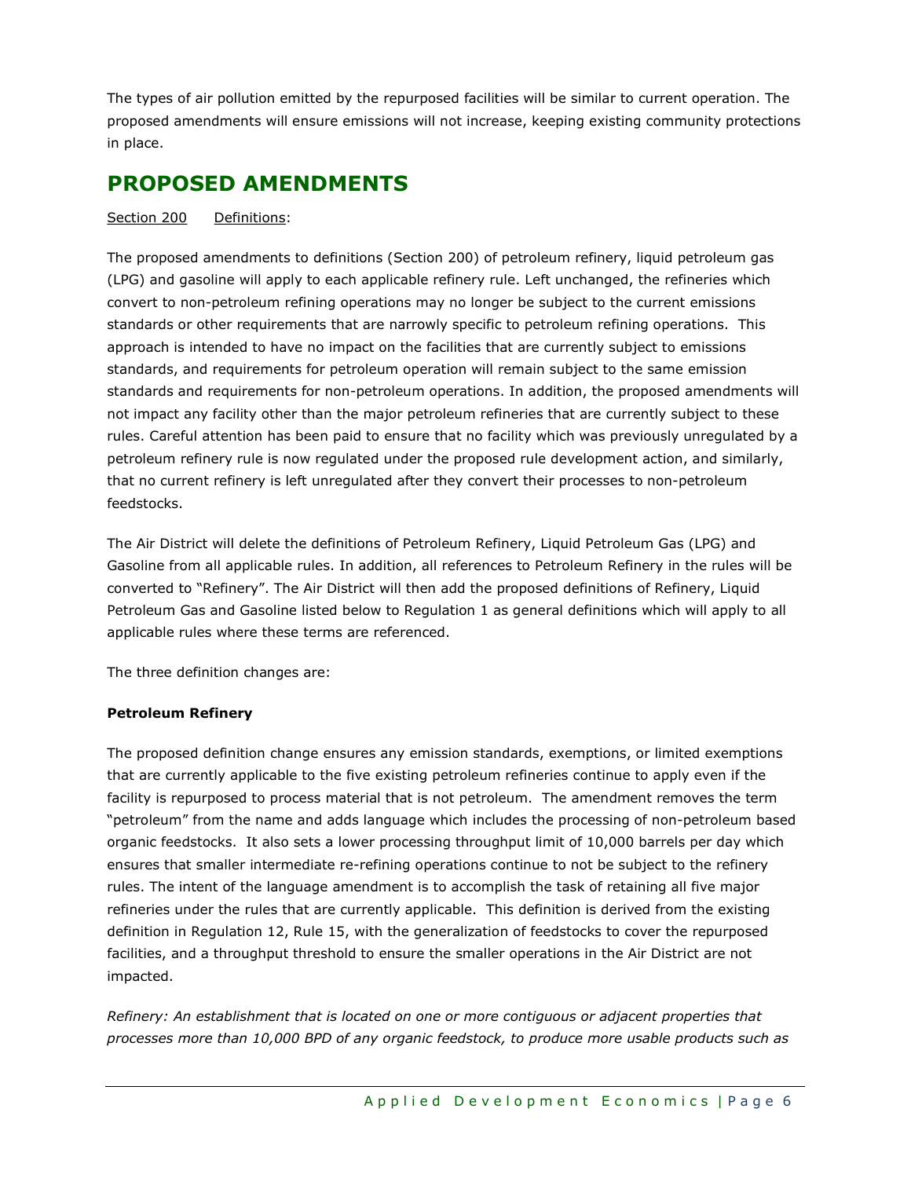The types of air pollution emitted by the repurposed facilities will be similar to current operation. The proposed amendments will ensure emissions will not increase, keeping existing community protections in place.

## PROPOSED AMENDMENTS

Section 200 Definitions:

The proposed amendments to definitions (Section 200) of petroleum refinery, liquid petroleum gas (LPG) and gasoline will apply to each applicable refinery rule. Left unchanged, the refineries which convert to non-petroleum refining operations may no longer be subject to the current emissions standards or other requirements that are narrowly specific to petroleum refining operations. This approach is intended to have no impact on the facilities that are currently subject to emissions standards, and requirements for petroleum operation will remain subject to the same emission standards and requirements for non-petroleum operations. In addition, the proposed amendments will not impact any facility other than the major petroleum refineries that are currently subject to these rules. Careful attention has been paid to ensure that no facility which was previously unregulated by a petroleum refinery rule is now regulated under the proposed rule development action, and similarly, that no current refinery is left unregulated after they convert their processes to non-petroleum feedstocks.

The Air District will delete the definitions of Petroleum Refinery, Liquid Petroleum Gas (LPG) and Gasoline from all applicable rules. In addition, all references to Petroleum Refinery in the rules will be converted to "Refinery". The Air District will then add the proposed definitions of Refinery, Liquid Petroleum Gas and Gasoline listed below to Regulation 1 as general definitions which will apply to all applicable rules where these terms are referenced.

The three definition changes are:

**Petroleum Refinery**

The proposed definition change ensures any emission standards, exemptions, or limited exemptions that are currently applicable to the five existing petroleum refineries continue to apply even if the facility is repurposed to process material that is not petroleum. The amendment removes the term "petroleum" from the name and adds language which includes the processing of non-petroleum based organic feedstocks. It also sets a lower processing throughput limit of 10,000 barrels per day which ensures that smaller intermediate re-refining operations continue to not be subject to the refinery rules. The intent of the language amendment is to accomplish the task of retaining all five major refineries under the rules that are currently applicable. This definition is derived from the existing definition in Regulation 12, Rule 15, with the generalization of feedstocks to cover the repurposed facilities, and a throughput threshold to ensure the smaller operations in the Air District are not impacted.

*Refinery: An establishment that is located on one or more contiguous or adjacent properties that processes more than 10,000 BPD of any organic feedstock, to produce more usable products such as*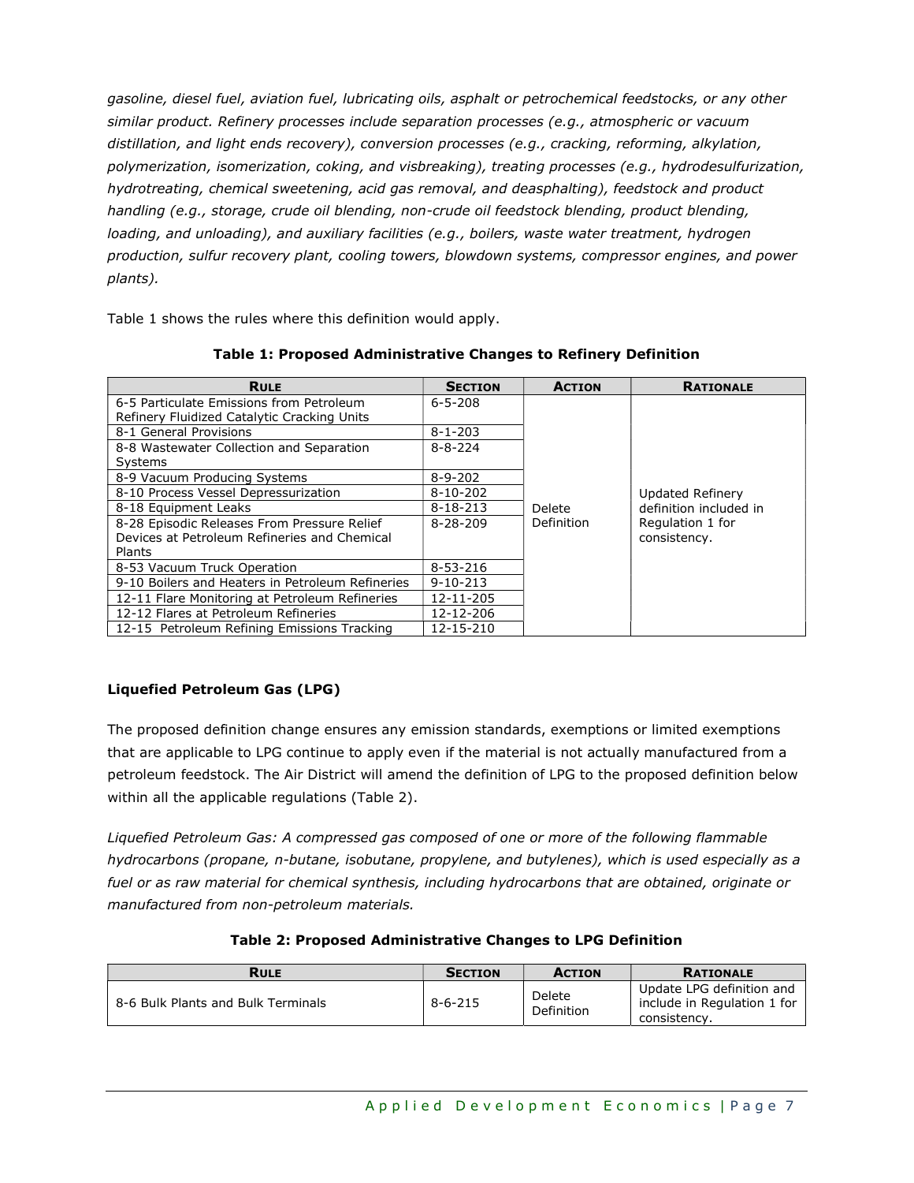*gasoline, diesel fuel, aviation fuel, lubricating oils, asphalt or petrochemical feedstocks, or any other similar product. Refinery processes include separation processes (e.g., atmospheric or vacuum distillation, and light ends recovery), conversion processes (e.g., cracking, reforming, alkylation, polymerization, isomerization, coking, and visbreaking), treating processes (e.g., hydrodesulfurization, hydrotreating, chemical sweetening, acid gas removal, and deasphalting), feedstock and product handling (e.g., storage, crude oil blending, non-crude oil feedstock blending, product blending, loading, and unloading), and auxiliary facilities (e.g., boilers, waste water treatment, hydrogen production, sulfur recovery plant, cooling towers, blowdown systems, compressor engines, and power plants).*

Table 1 shows the rules where this definition would apply.

**Table 1: Proposed Administrative Changes to Refinery Definition**

| Rule | Section | Action | Rationale |
|---|---|---|---|
| 6-5 Particulate Emissions from Petroleum Refinery Fluidized Catalytic Cracking Units | 6-5-208 | Delete Definition | Updated Refinery definition included in Regulation 1 for consistency. |
| 8-1 General Provisions | 8-1-203 | | |
| 8-8 Wastewater Collection and Separation Systems | 8-8-224 | | |
| 8-9 Vacuum Producing Systems | 8-9-202 | | |
| 8-10 Process Vessel Depressurization | 8-10-202 | | |
| 8-18 Equipment Leaks | 8-18-213 | | |
| 8-28 Episodic Releases From Pressure Relief Devices at Petroleum Refineries and Chemical Plants | 8-28-209 | | |
| 8-53 Vacuum Truck Operation | 8-53-216 | | |
| 9-10 Boilers and Heaters in Petroleum Refineries | 9-10-213 | | |
| 12-11 Flare Monitoring at Petroleum Refineries | 12-11-205 | | |
| 12-12 Flares at Petroleum Refineries | 12-12-206 | | |
| 12-15 Petroleum Refining Emissions Tracking | 12-15-210 | | |

**Liquefied Petroleum Gas (LPG)**

The proposed definition change ensures any emission standards, exemptions or limited exemptions that are applicable to LPG continue to apply even if the material is not actually manufactured from a petroleum feedstock. The Air District will amend the definition of LPG to the proposed definition below within all the applicable regulations (Table 2).

*Liquefied Petroleum Gas: A compressed gas composed of one or more of the following flammable hydrocarbons (propane, n-butane, isobutane, propylene, and butylenes), which is used especially as a fuel or as raw material for chemical synthesis, including hydrocarbons that are obtained, originate or manufactured from non-petroleum materials.*

**Table 2: Proposed Administrative Changes to LPG Definition**

| Rule | Section | Action | Rationale |
|---|---|---|---|
| 8-6 Bulk Plants and Bulk Terminals | 8-6-215 | Delete Definition | Update LPG definition and include in Regulation 1 for consistency. |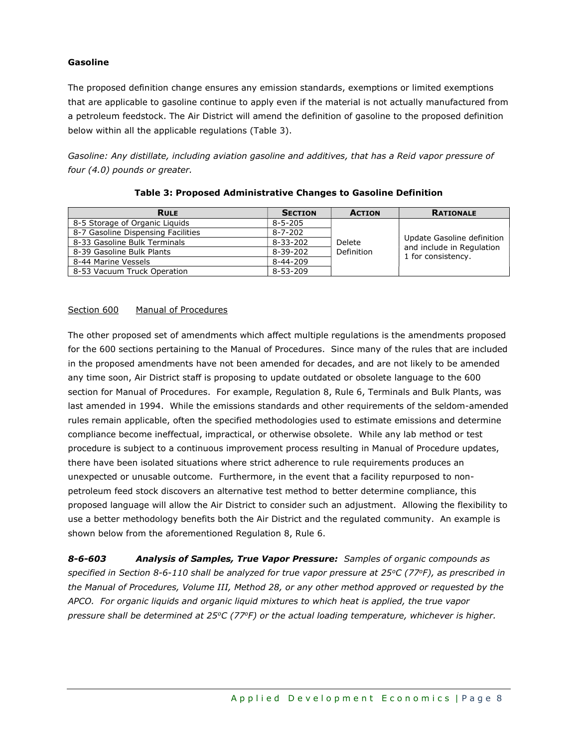**Gasoline**

The proposed definition change ensures any emission standards, exemptions or limited exemptions that are applicable to gasoline continue to apply even if the material is not actually manufactured from a petroleum feedstock. The Air District will amend the definition of gasoline to the proposed definition below within all the applicable regulations (Table 3).

*Gasoline: Any distillate, including aviation gasoline and additives, that has a Reid vapor pressure of four (4.0) pounds or greater.*

**Table 3: Proposed Administrative Changes to Gasoline Definition**

| RULE | SECTION | ACTION | RATIONALE |
|---|---|---|---|
| 8-5 Storage of Organic Liquids | 8-5-205 | Delete Definition | Update Gasoline definition and include in Regulation 1 for consistency. |
| 8-7 Gasoline Dispensing Facilities | 8-7-202 | | |
| 8-33 Gasoline Bulk Terminals | 8-33-202 | | |
| 8-39 Gasoline Bulk Plants | 8-39-202 | | |
| 8-44 Marine Vessels | 8-44-209 | | |
| 8-53 Vacuum Truck Operation | 8-53-209 | | |

Section 600 Manual of Procedures

The other proposed set of amendments which affect multiple regulations is the amendments proposed for the 600 sections pertaining to the Manual of Procedures. Since many of the rules that are included in the proposed amendments have not been amended for decades, and are not likely to be amended any time soon, Air District staff is proposing to update outdated or obsolete language to the 600 section for Manual of Procedures. For example, Regulation 8, Rule 6, Terminals and Bulk Plants, was last amended in 1994. While the emissions standards and other requirements of the seldom-amended rules remain applicable, often the specified methodologies used to estimate emissions and determine compliance become ineffectual, impractical, or otherwise obsolete. While any lab method or test procedure is subject to a continuous improvement process resulting in Manual of Procedure updates, there have been isolated situations where strict adherence to rule requirements produces an unexpected or unusable outcome. Furthermore, in the event that a facility repurposed to non-petroleum feed stock discovers an alternative test method to better determine compliance, this proposed language will allow the Air District to consider such an adjustment. Allowing the flexibility to use a better methodology benefits both the Air District and the regulated community. An example is shown below from the aforementioned Regulation 8, Rule 6.

***8-6-603 Analysis of Samples, True Vapor Pressure:*** *Samples of organic compounds as specified in Section 8-6-110 shall be analyzed for true vapor pressure at 25°C (77°F), as prescribed in the Manual of Procedures, Volume III, Method 28, or any other method approved or requested by the APCO. For organic liquids and organic liquid mixtures to which heat is applied, the true vapor pressure shall be determined at 25°C (77°F) or the actual loading temperature, whichever is higher.*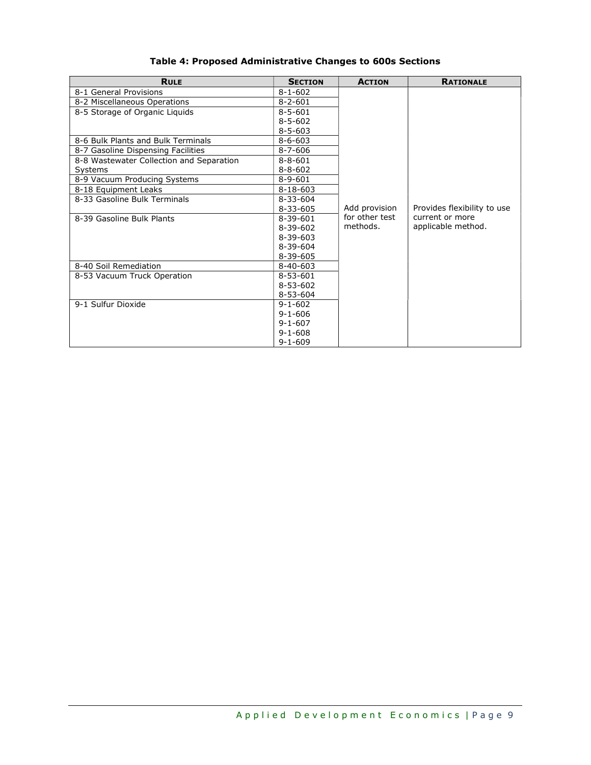**Table 4: Proposed Administrative Changes to 600s Sections**

| Rule | Section | Action | Rationale |
|---|---|---|---|
| 8-1 General Provisions | 8-1-602 | Add provision for other test methods. | Provides flexibility to use current or more applicable method. |
| 8-2 Miscellaneous Operations | 8-2-601 | | |
| 8-5 Storage of Organic Liquids | 8-5-601<br>8-5-602<br>8-5-603 | | |
| 8-6 Bulk Plants and Bulk Terminals | 8-6-603 | | |
| 8-7 Gasoline Dispensing Facilities | 8-7-606 | | |
| 8-8 Wastewater Collection and Separation Systems | 8-8-601<br>8-8-602 | | |
| 8-9 Vacuum Producing Systems | 8-9-601 | | |
| 8-18 Equipment Leaks | 8-18-603 | | |
| 8-33 Gasoline Bulk Terminals | 8-33-604<br>8-33-605 | | |
| 8-39 Gasoline Bulk Plants | 8-39-601<br>8-39-602<br>8-39-603<br>8-39-604<br>8-39-605 | | |
| 8-40 Soil Remediation | 8-40-603 | | |
| 8-53 Vacuum Truck Operation | 8-53-601<br>8-53-602<br>8-53-604 | | |
| 9-1 Sulfur Dioxide | 9-1-602<br>9-1-606<br>9-1-607<br>9-1-608<br>9-1-609 | | |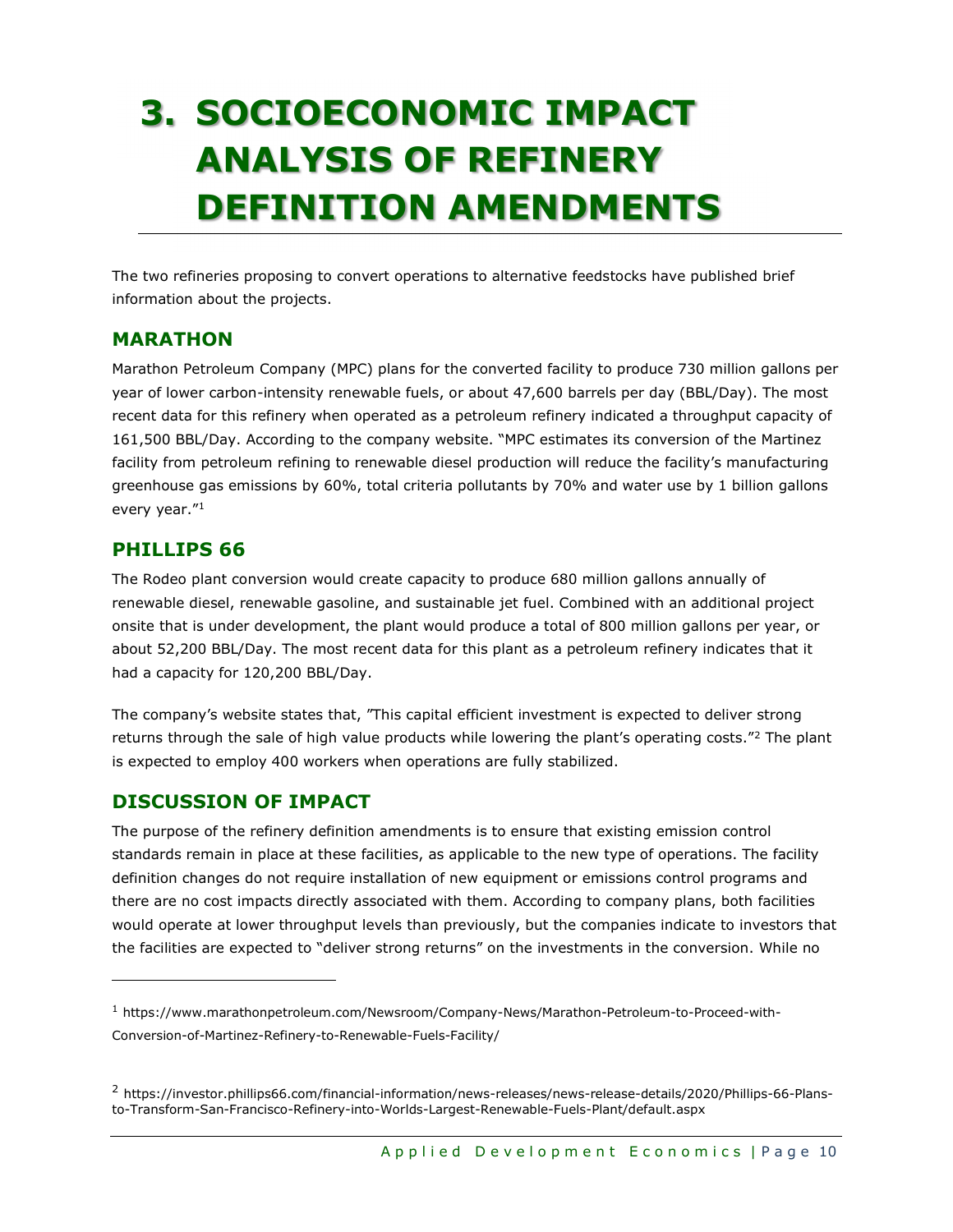# 3. SOCIOECONOMIC IMPACT ANALYSIS OF REFINERY DEFINITION AMENDMENTS

The two refineries proposing to convert operations to alternative feedstocks have published brief information about the projects.

## MARATHON

Marathon Petroleum Company (MPC) plans for the converted facility to produce 730 million gallons per year of lower carbon-intensity renewable fuels, or about 47,600 barrels per day (BBL/Day). The most recent data for this refinery when operated as a petroleum refinery indicated a throughput capacity of 161,500 BBL/Day. According to the company website. "MPC estimates its conversion of the Martinez facility from petroleum refining to renewable diesel production will reduce the facility's manufacturing greenhouse gas emissions by 60%, total criteria pollutants by 70% and water use by 1 billion gallons every year."[1]

## PHILLIPS 66

The Rodeo plant conversion would create capacity to produce 680 million gallons annually of renewable diesel, renewable gasoline, and sustainable jet fuel. Combined with an additional project onsite that is under development, the plant would produce a total of 800 million gallons per year, or about 52,200 BBL/Day. The most recent data for this plant as a petroleum refinery indicates that it had a capacity for 120,200 BBL/Day.

The company's website states that, "This capital efficient investment is expected to deliver strong returns through the sale of high value products while lowering the plant's operating costs."[2] The plant is expected to employ 400 workers when operations are fully stabilized.

## DISCUSSION OF IMPACT

The purpose of the refinery definition amendments is to ensure that existing emission control standards remain in place at these facilities, as applicable to the new type of operations. The facility definition changes do not require installation of new equipment or emissions control programs and there are no cost impacts directly associated with them. According to company plans, both facilities would operate at lower throughput levels than previously, but the companies indicate to investors that the facilities are expected to "deliver strong returns" on the investments in the conversion. While no

---

[1] https://www.marathonpetroleum.com/Newsroom/Company-News/Marathon-Petroleum-to-Proceed-with-Conversion-of-Martinez-Refinery-to-Renewable-Fuels-Facility/

[2] https://investor.phillips66.com/financial-information/news-releases/news-release-details/2020/Phillips-66-Plans-to-Transform-San-Francisco-Refinery-into-Worlds-Largest-Renewable-Fuels-Plant/default.aspx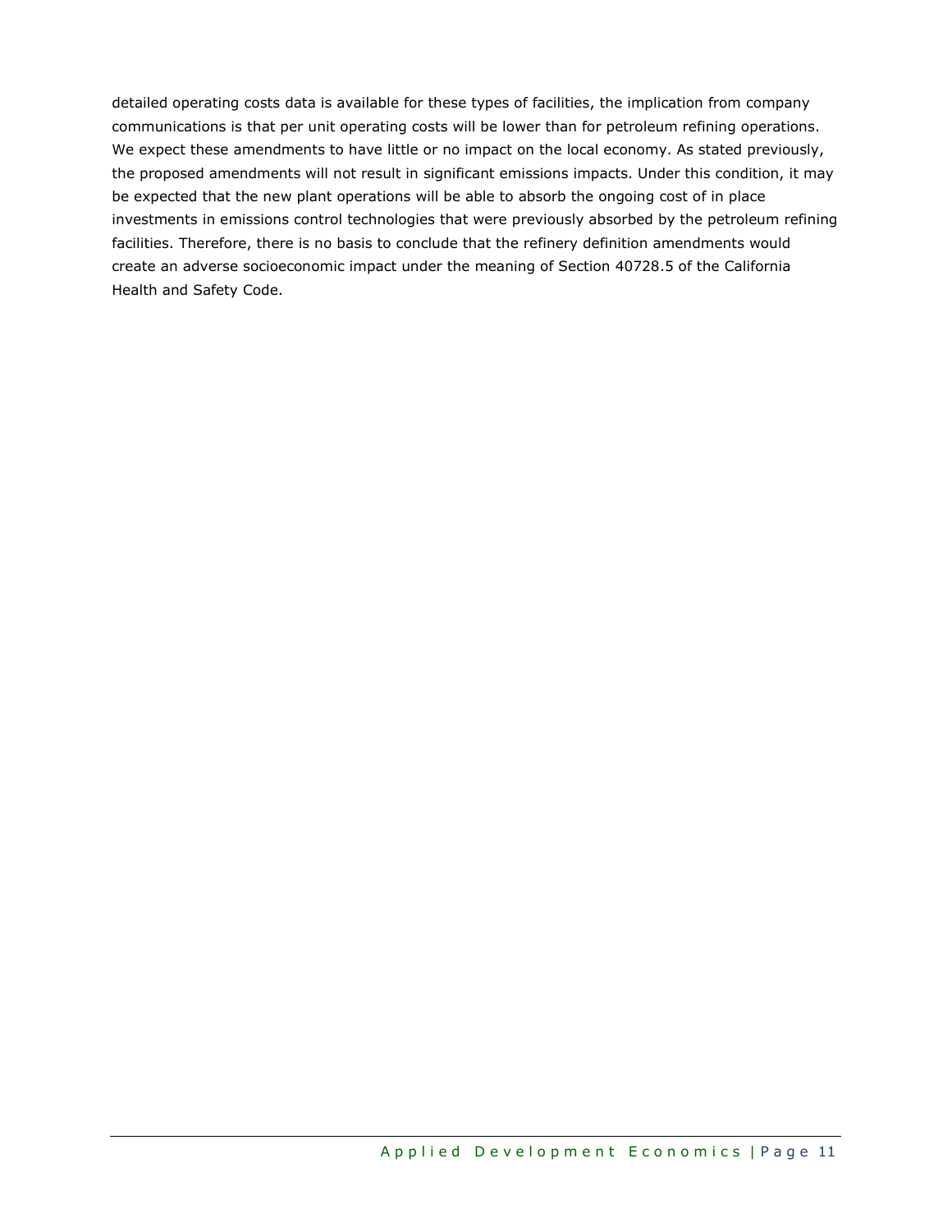detailed operating costs data is available for these types of facilities, the implication from company communications is that per unit operating costs will be lower than for petroleum refining operations. We expect these amendments to have little or no impact on the local economy. As stated previously, the proposed amendments will not result in significant emissions impacts. Under this condition, it may be expected that the new plant operations will be able to absorb the ongoing cost of in place investments in emissions control technologies that were previously absorbed by the petroleum refining facilities. Therefore, there is no basis to conclude that the refinery definition amendments would create an adverse socioeconomic impact under the meaning of Section 40728.5 of the California Health and Safety Code.